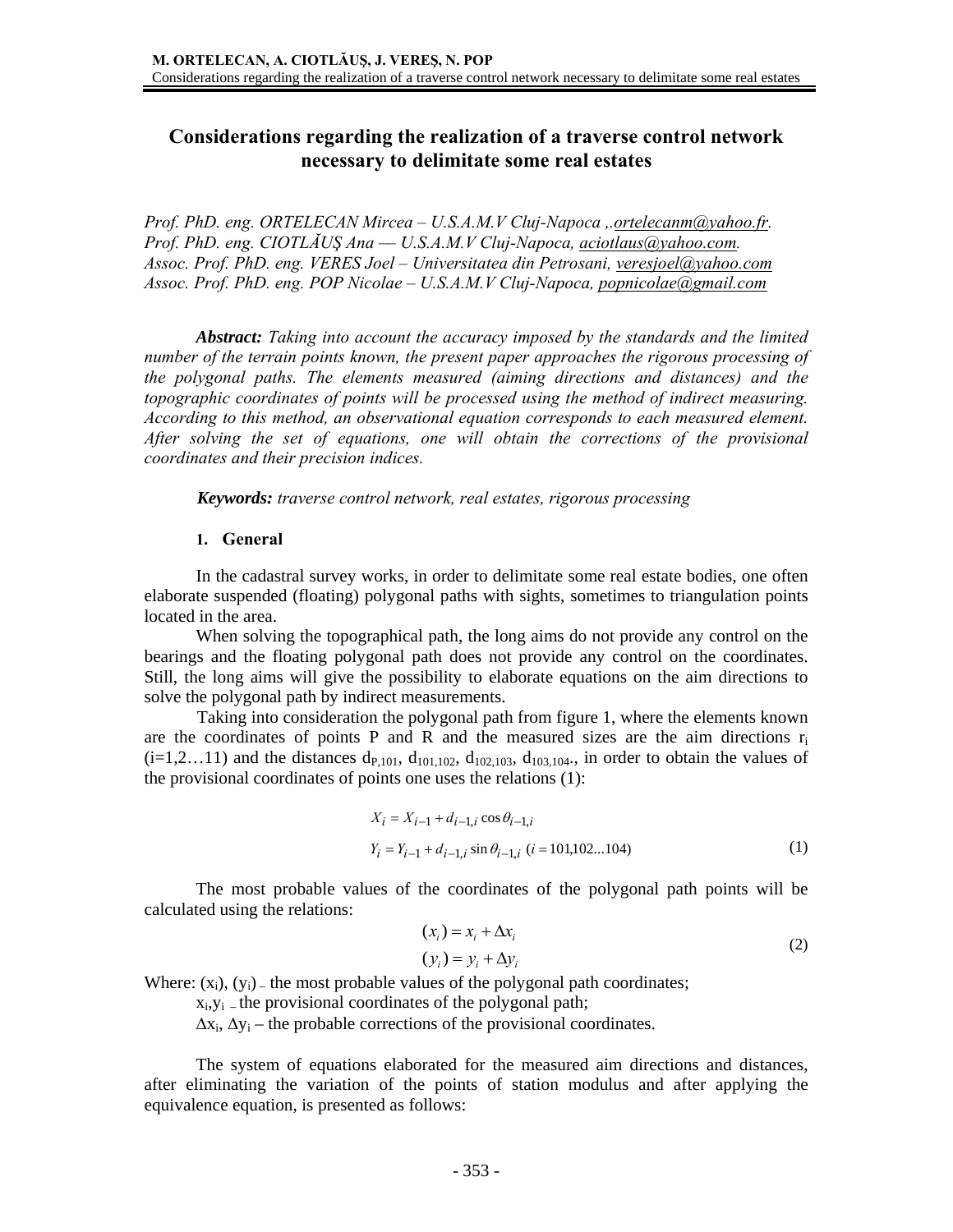# Considerations regarding the realization of a traverse control network necessary to delimitate some real estates

*Prof. PhD. eng. ORTELECAN Mircea – U.S.A.M.V Cluj-Napoca ,.ortelecanm@yahoo.fr.*
*Prof. PhD. eng. CIOTLĂUŞ Ana –– U.S.A.M.V Cluj-Napoca, aciotlaus@yahoo.com.*
*Assoc. Prof. PhD. eng. VERES Joel – Universitatea din Petrosani, veresjoel@yahoo.com*
*Assoc. Prof. PhD. eng. POP Nicolae – U.S.A.M.V Cluj-Napoca, popnicolae@gmail.com*

***Abstract:*** *Taking into account the accuracy imposed by the standards and the limited number of the terrain points known, the present paper approaches the rigorous processing of the polygonal paths. The elements measured (aiming directions and distances) and the topographic coordinates of points will be processed using the method of indirect measuring. According to this method, an observational equation corresponds to each measured element. After solving the set of equations, one will obtain the corrections of the provisional coordinates and their precision indices.*

***Keywords:*** *traverse control network, real estates, rigorous processing*

## 1. General

In the cadastral survey works, in order to delimitate some real estate bodies, one often elaborate suspended (floating) polygonal paths with sights, sometimes to triangulation points located in the area.

When solving the topographical path, the long aims do not provide any control on the bearings and the floating polygonal path does not provide any control on the coordinates. Still, the long aims will give the possibility to elaborate equations on the aim directions to solve the polygonal path by indirect measurements.

Taking into consideration the polygonal path from figure 1, where the elements known are the coordinates of points P and R and the measured sizes are the aim directions $r_i$ ($i=1,2…11$) and the distances $d_{P,101}$, $d_{101,102}$, $d_{102,103}$, $d_{103,104}$., in order to obtain the values of the provisional coordinates of points one uses the relations (1):

$$X_i = X_{i-1} + d_{i-1,i}\cos\theta_{i-1,i}$$
$$Y_i = Y_{i-1} + d_{i-1,i}\sin\theta_{i-1,i}\ \ (i = 101,102...104) \tag{1}$$

The most probable values of the coordinates of the polygonal path points will be calculated using the relations:

$$(x_i) = x_i + \Delta x_i$$
$$(y_i) = y_i + \Delta y_i \tag{2}$$

Where: $(x_i)$, $(y_i)$ – the most probable values of the polygonal path coordinates;

$x_i, y_i$ – the provisional coordinates of the polygonal path;

$\Delta x_i$, $\Delta y_i$ – the probable corrections of the provisional coordinates.

The system of equations elaborated for the measured aim directions and distances, after eliminating the variation of the points of station modulus and after applying the equivalence equation, is presented as follows: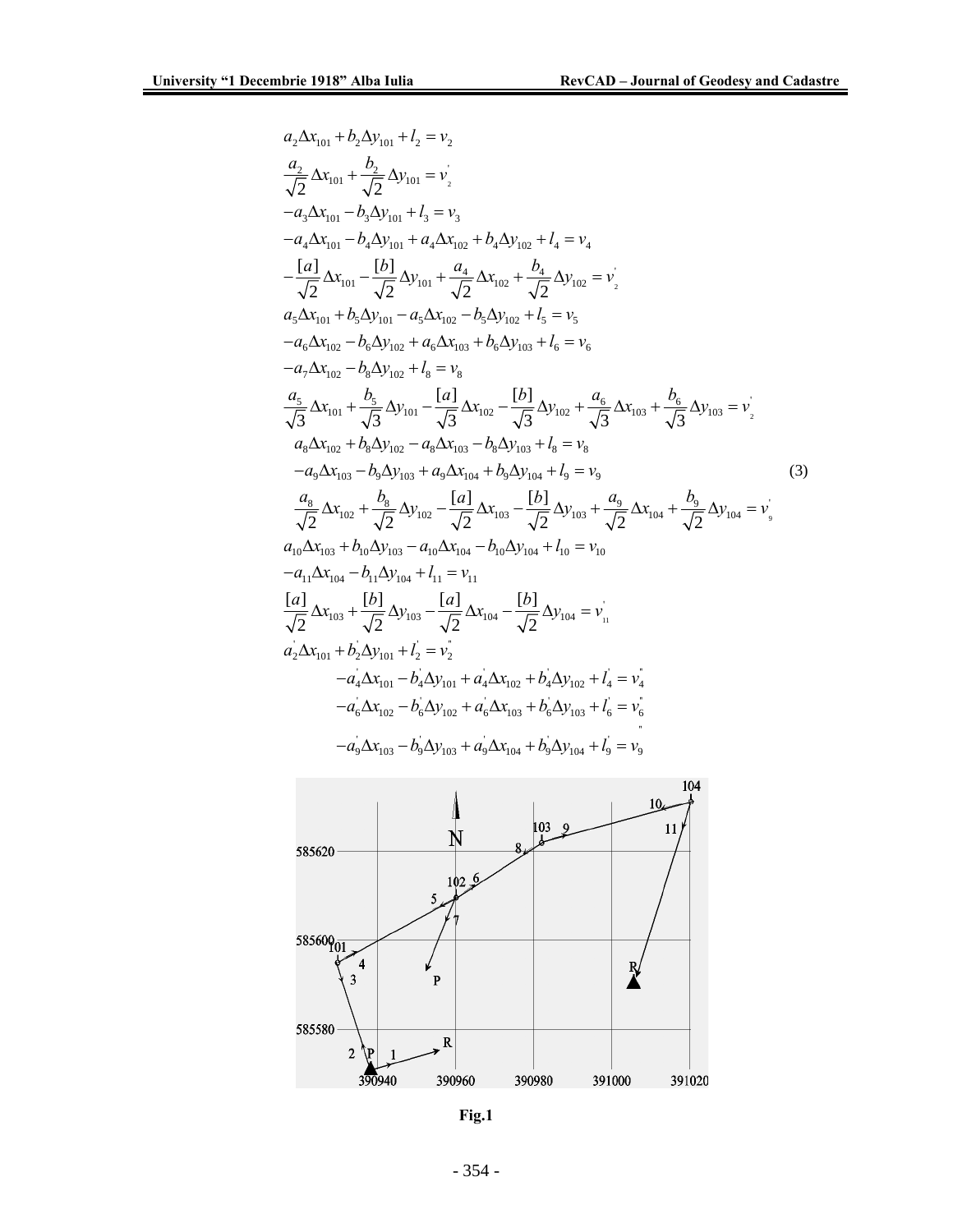$$
\begin{aligned}
&a_2\Delta x_{101} + b_2\Delta y_{101} + l_2 = v_2\\
&\frac{a_2}{\sqrt{2}}\Delta x_{101} + \frac{b_2}{\sqrt{2}}\Delta y_{101} = v_2^{'}\\
&-a_3\Delta x_{101} - b_3\Delta y_{101} + l_3 = v_3\\
&-a_4\Delta x_{101} - b_4\Delta y_{101} + a_4\Delta x_{102} + b_4\Delta y_{102} + l_4 = v_4\\
&-\frac{[a]}{\sqrt{2}}\Delta x_{101} - \frac{[b]}{\sqrt{2}}\Delta y_{101} + \frac{a_4}{\sqrt{2}}\Delta x_{102} + \frac{b_4}{\sqrt{2}}\Delta y_{102} = v_2^{'}\\
&a_5\Delta x_{101} + b_5\Delta y_{101} - a_5\Delta x_{102} - b_5\Delta y_{102} + l_5 = v_5\\
&-a_6\Delta x_{102} - b_6\Delta y_{102} + a_6\Delta x_{103} + b_6\Delta y_{103} + l_6 = v_6\\
&-a_7\Delta x_{102} - b_8\Delta y_{102} + l_8 = v_8\\
&\frac{a_5}{\sqrt{3}}\Delta x_{101} + \frac{b_5}{\sqrt{3}}\Delta y_{101} - \frac{[a]}{\sqrt{3}}\Delta x_{102} - \frac{[b]}{\sqrt{3}}\Delta y_{102} + \frac{a_6}{\sqrt{3}}\Delta x_{103} + \frac{b_6}{\sqrt{3}}\Delta y_{103} = v_2^{'}\\
&a_8\Delta x_{102} + b_8\Delta y_{102} - a_8\Delta x_{103} - b_8\Delta y_{103} + l_8 = v_8\\
&-a_9\Delta x_{103} - b_9\Delta y_{103} + a_9\Delta x_{104} + b_9\Delta y_{104} + l_9 = v_9 \qquad (3)\\
&\frac{a_8}{\sqrt{2}}\Delta x_{102} + \frac{b_8}{\sqrt{2}}\Delta y_{102} - \frac{[a]}{\sqrt{2}}\Delta x_{103} - \frac{[b]}{\sqrt{2}}\Delta y_{103} + \frac{a_9}{\sqrt{2}}\Delta x_{104} + \frac{b_9}{\sqrt{2}}\Delta y_{104} = v_9^{'}\\
&a_{10}\Delta x_{103} + b_{10}\Delta y_{103} - a_{10}\Delta x_{104} - b_{10}\Delta y_{104} + l_{10} = v_{10}\\
&-a_{11}\Delta x_{104} - b_{11}\Delta y_{104} + l_{11} = v_{11}\\
&\frac{[a]}{\sqrt{2}}\Delta x_{103} + \frac{[b]}{\sqrt{2}}\Delta y_{103} - \frac{[a]}{\sqrt{2}}\Delta x_{104} - \frac{[b]}{\sqrt{2}}\Delta y_{104} = v_{11}^{'}\\
&a_2^{'}\Delta x_{101} + b_2^{'}\Delta y_{101} + l_2^{'} = v_2^{''}\\
&-a_4^{'}\Delta x_{101} - b_4^{'}\Delta y_{101} + a_4^{'}\Delta x_{102} + b_4^{'}\Delta y_{102} + l_4^{'} = v_4^{''}\\
&-a_6^{'}\Delta x_{102} - b_6^{'}\Delta y_{102} + a_6^{'}\Delta x_{103} + b_6^{'}\Delta y_{103} + l_6^{'} = v_6^{''}\\
&-a_9^{'}\Delta x_{103} - b_9^{'}\Delta y_{103} + a_9^{'}\Delta x_{104} + b_9^{'}\Delta y_{104} + l_9^{'} = v_9^{''}
\end{aligned}
$$

Fig.1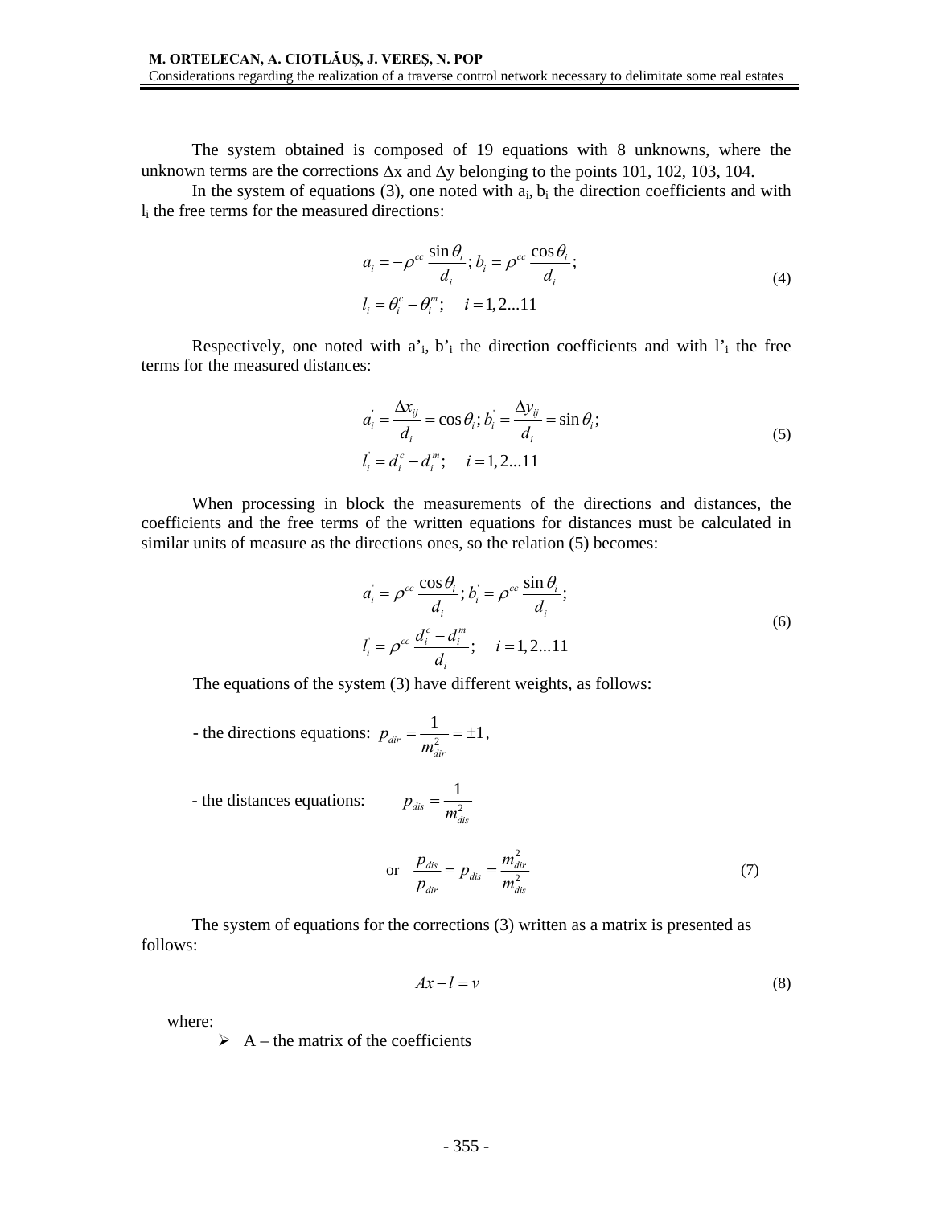The system obtained is composed of 19 equations with 8 unknowns, where the unknown terms are the corrections $\Delta x$ and $\Delta y$ belonging to the points 101, 102, 103, 104.

In the system of equations (3), one noted with $a_i$, $b_i$ the direction coefficients and with $l_i$ the free terms for the measured directions:

$$a_i = -\rho^{cc}\frac{\sin\theta_i}{d_i};\ b_i = \rho^{cc}\frac{\cos\theta_i}{d_i};$$
$$l_i = \theta_i^c - \theta_i^m;\quad i = 1,2...11 \tag{4}$$

Respectively, one noted with $a'_i$, $b'_i$ the direction coefficients and with $l'_i$ the free terms for the measured distances:

$$a_i^{'} = \frac{\Delta x_{ij}}{d_i} = \cos\theta_i;\ b_i^{'} = \frac{\Delta y_{ij}}{d_i} = \sin\theta_i;$$
$$l_i^{'} = d_i^c - d_i^m;\quad i = 1,2...11 \tag{5}$$

When processing in block the measurements of the directions and distances, the coefficients and the free terms of the written equations for distances must be calculated in similar units of measure as the directions ones, so the relation (5) becomes:

$$a_i^{'} = \rho^{cc}\frac{\cos\theta_i}{d_i};\ b_i^{'} = \rho^{cc}\frac{\sin\theta_i}{d_i};$$
$$l_i^{'} = \rho^{cc}\frac{d_i^c - d_i^m}{d_i};\quad i = 1,2...11 \tag{6}$$

The equations of the system (3) have different weights, as follows:

- the directions equations: $p_{dir} = \dfrac{1}{m_{dir}^2} = \pm 1$,

- the distances equations: $p_{dis} = \dfrac{1}{m_{dis}^2}$

$$\text{or}\quad \frac{p_{dis}}{p_{dir}} = p_{dis} = \frac{m_{dir}^2}{m_{dis}^2} \tag{7}$$

The system of equations for the corrections (3) written as a matrix is presented as follows:

$$Ax - l = v \tag{8}$$

where:

- A – the matrix of the coefficients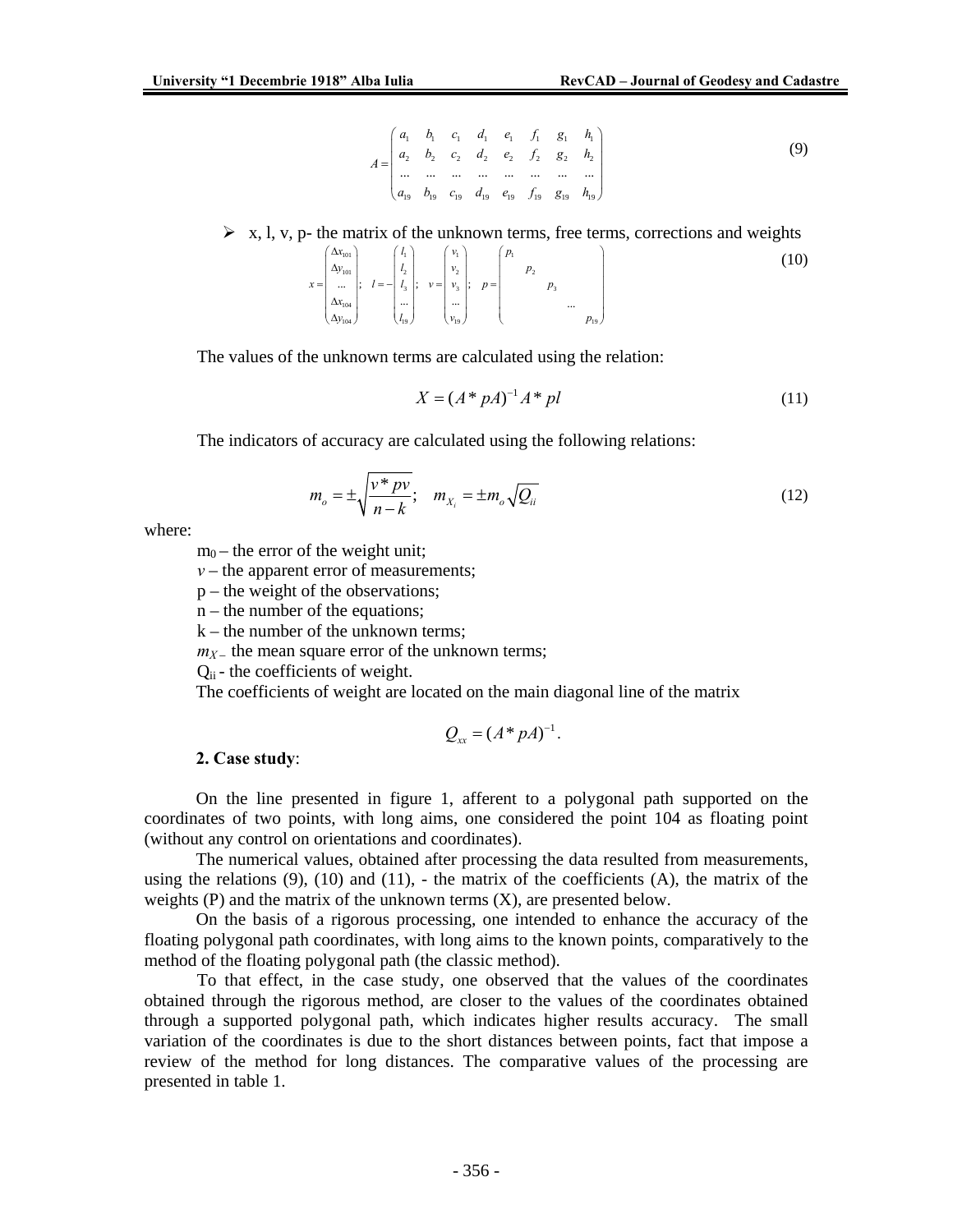$$A = \begin{pmatrix} a_1 & b_1 & c_1 & d_1 & e_1 & f_1 & g_1 & h_1 \\ a_2 & b_2 & c_2 & d_2 & e_2 & f_2 & g_2 & h_2 \\ ... & ... & ... & ... & ... & ... & ... & ... \\ a_{19} & b_{19} & c_{19} & d_{19} & e_{19} & f_{19} & g_{19} & h_{19} \end{pmatrix} \tag{9}$$

- x, l, v, p- the matrix of the unknown terms, free terms, corrections and weights

$$x = \begin{pmatrix} \Delta x_{101} \\ \Delta y_{101} \\ ... \\ \Delta x_{104} \\ \Delta y_{104} \end{pmatrix}; \quad l = -\begin{pmatrix} l_1 \\ l_2 \\ l_3 \\ ... \\ l_{19} \end{pmatrix}; \quad v = \begin{pmatrix} v_1 \\ v_2 \\ v_3 \\ ... \\ v_{19} \end{pmatrix}; \quad p = \begin{pmatrix} p_1 & & & & \\ & p_2 & & & \\ & & p_3 & & \\ & & & ... & \\ & & & & p_{19} \end{pmatrix} \tag{10}$$

The values of the unknown terms are calculated using the relation:

$$X = (A * pA)^{-1} A * pl \tag{11}$$

The indicators of accuracy are calculated using the following relations:

$$m_o = \pm\sqrt{\frac{v * pv}{n-k}}; \quad m_{X_i} = \pm m_o \sqrt{Q_{ii}} \tag{12}$$

where:

$m_0$ – the error of the weight unit;

$v$ – the apparent error of measurements;

p – the weight of the observations;

n – the number of the equations;

k – the number of the unknown terms;

$m_{X}$ – the mean square error of the unknown terms;

$Q_{ii}$ - the coefficients of weight.

The coefficients of weight are located on the main diagonal line of the matrix

$$Q_{xx} = (A * pA)^{-1}.$$

**2. Case study**:

On the line presented in figure 1, afferent to a polygonal path supported on the coordinates of two points, with long aims, one considered the point 104 as floating point (without any control on orientations and coordinates).

The numerical values, obtained after processing the data resulted from measurements, using the relations (9), (10) and (11), - the matrix of the coefficients (A), the matrix of the weights (P) and the matrix of the unknown terms (X), are presented below.

On the basis of a rigorous processing, one intended to enhance the accuracy of the floating polygonal path coordinates, with long aims to the known points, comparatively to the method of the floating polygonal path (the classic method).

To that effect, in the case study, one observed that the values of the coordinates obtained through the rigorous method, are closer to the values of the coordinates obtained through a supported polygonal path, which indicates higher results accuracy. The small variation of the coordinates is due to the short distances between points, fact that impose a review of the method for long distances. The comparative values of the processing are presented in table 1.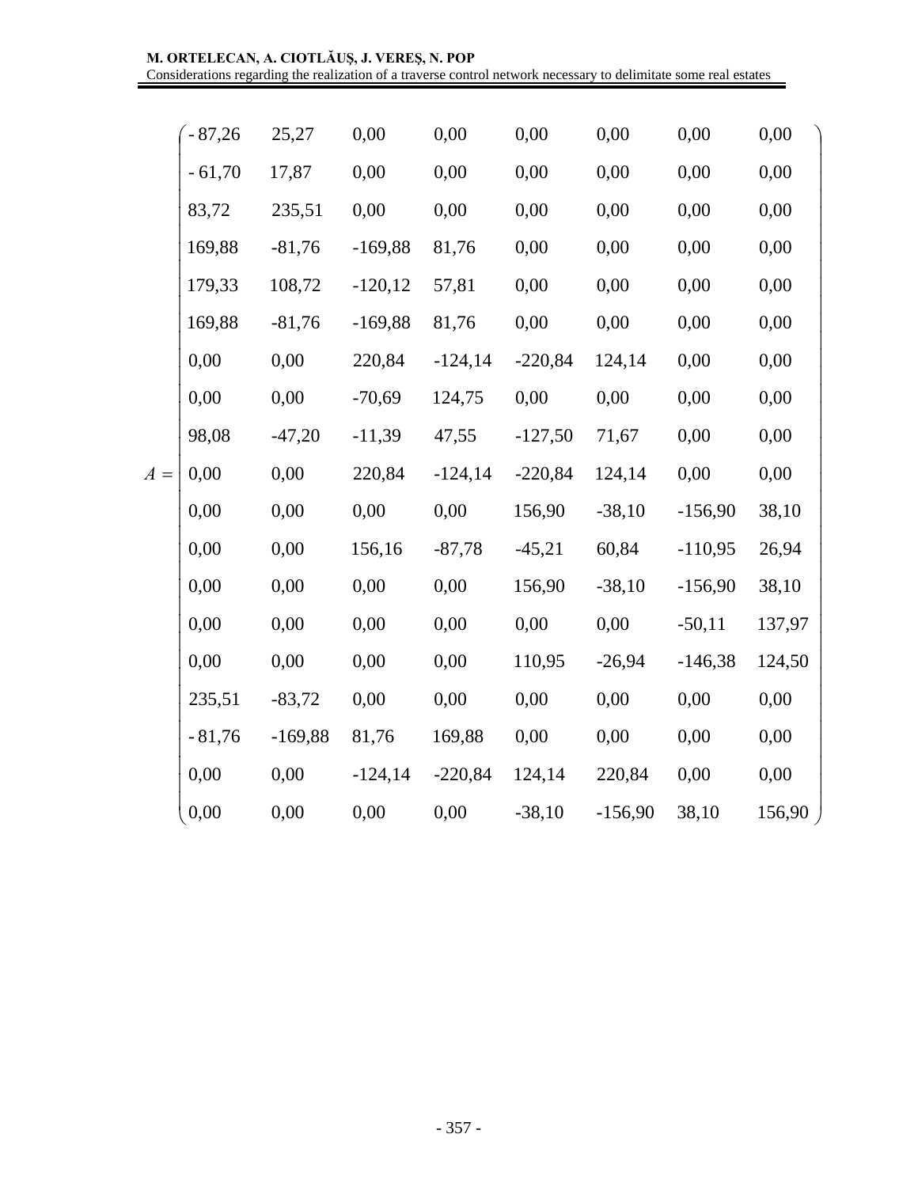$$
A = \begin{pmatrix}
-87{,}26 & 25{,}27 & 0{,}00 & 0{,}00 & 0{,}00 & 0{,}00 & 0{,}00 & 0{,}00 \\
-61{,}70 & 17{,}87 & 0{,}00 & 0{,}00 & 0{,}00 & 0{,}00 & 0{,}00 & 0{,}00 \\
83{,}72 & 235{,}51 & 0{,}00 & 0{,}00 & 0{,}00 & 0{,}00 & 0{,}00 & 0{,}00 \\
169{,}88 & -81{,}76 & -169{,}88 & 81{,}76 & 0{,}00 & 0{,}00 & 0{,}00 & 0{,}00 \\
179{,}33 & 108{,}72 & -120{,}12 & 57{,}81 & 0{,}00 & 0{,}00 & 0{,}00 & 0{,}00 \\
169{,}88 & -81{,}76 & -169{,}88 & 81{,}76 & 0{,}00 & 0{,}00 & 0{,}00 & 0{,}00 \\
0{,}00 & 0{,}00 & 220{,}84 & -124{,}14 & -220{,}84 & 124{,}14 & 0{,}00 & 0{,}00 \\
0{,}00 & 0{,}00 & -70{,}69 & 124{,}75 & 0{,}00 & 0{,}00 & 0{,}00 & 0{,}00 \\
98{,}08 & -47{,}20 & -11{,}39 & 47{,}55 & -127{,}50 & 71{,}67 & 0{,}00 & 0{,}00 \\
0{,}00 & 0{,}00 & 220{,}84 & -124{,}14 & -220{,}84 & 124{,}14 & 0{,}00 & 0{,}00 \\
0{,}00 & 0{,}00 & 0{,}00 & 0{,}00 & 156{,}90 & -38{,}10 & -156{,}90 & 38{,}10 \\
0{,}00 & 0{,}00 & 156{,}16 & -87{,}78 & -45{,}21 & 60{,}84 & -110{,}95 & 26{,}94 \\
0{,}00 & 0{,}00 & 0{,}00 & 0{,}00 & 156{,}90 & -38{,}10 & -156{,}90 & 38{,}10 \\
0{,}00 & 0{,}00 & 0{,}00 & 0{,}00 & 0{,}00 & 0{,}00 & -50{,}11 & 137{,}97 \\
0{,}00 & 0{,}00 & 0{,}00 & 0{,}00 & 110{,}95 & -26{,}94 & -146{,}38 & 124{,}50 \\
235{,}51 & -83{,}72 & 0{,}00 & 0{,}00 & 0{,}00 & 0{,}00 & 0{,}00 & 0{,}00 \\
-81{,}76 & -169{,}88 & 81{,}76 & 169{,}88 & 0{,}00 & 0{,}00 & 0{,}00 & 0{,}00 \\
0{,}00 & 0{,}00 & -124{,}14 & -220{,}84 & 124{,}14 & 220{,}84 & 0{,}00 & 0{,}00 \\
0{,}00 & 0{,}00 & 0{,}00 & 0{,}00 & -38{,}10 & -156{,}90 & 38{,}10 & 156{,}90
\end{pmatrix}
$$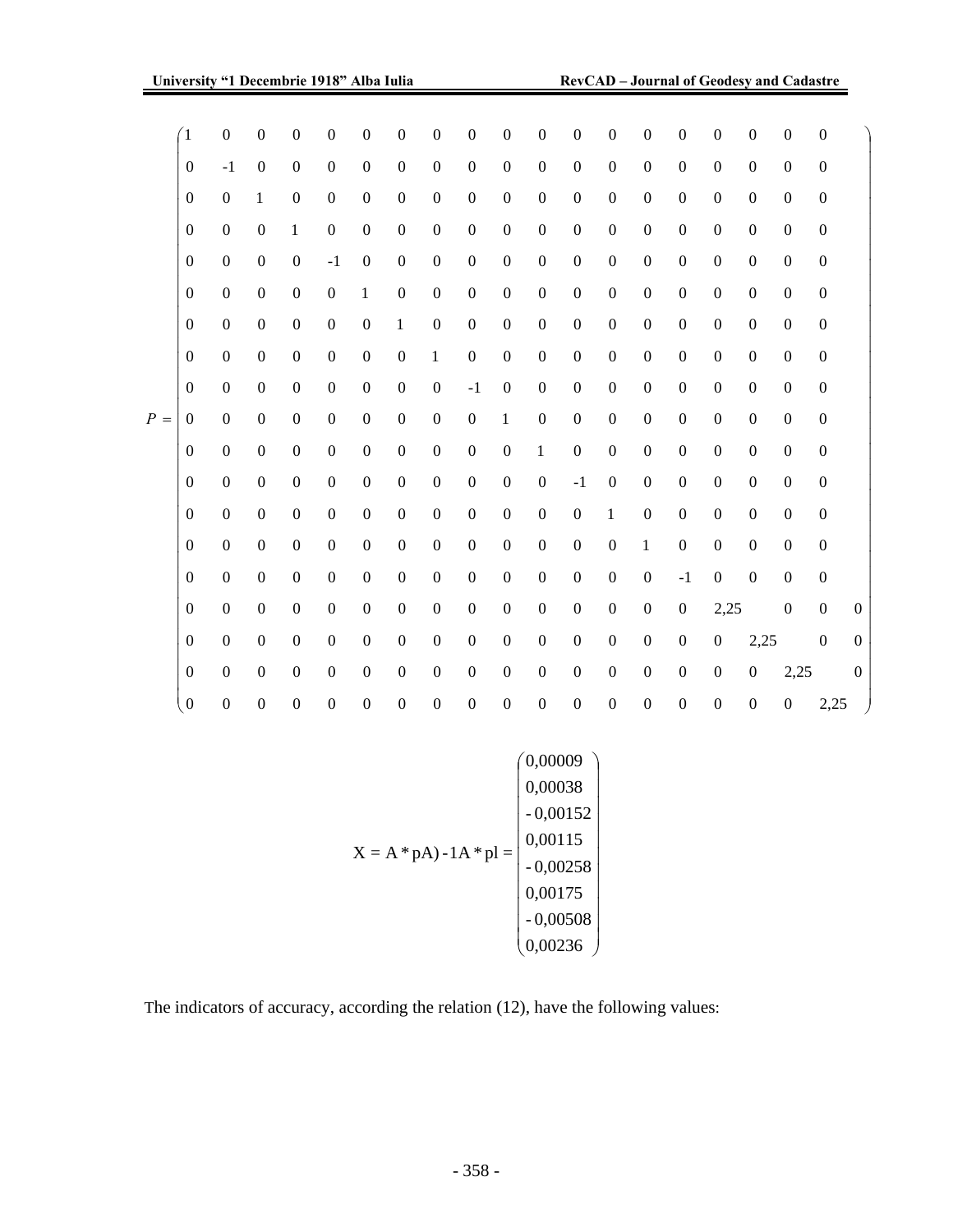$$
P = \begin{pmatrix}
1 & 0 & 0 & 0 & 0 & 0 & 0 & 0 & 0 & 0 & 0 & 0 & 0 & 0 & 0 & 0 & 0 & 0 & 0 \\
0 & -1 & 0 & 0 & 0 & 0 & 0 & 0 & 0 & 0 & 0 & 0 & 0 & 0 & 0 & 0 & 0 & 0 & 0 \\
0 & 0 & 1 & 0 & 0 & 0 & 0 & 0 & 0 & 0 & 0 & 0 & 0 & 0 & 0 & 0 & 0 & 0 & 0 \\
0 & 0 & 0 & 1 & 0 & 0 & 0 & 0 & 0 & 0 & 0 & 0 & 0 & 0 & 0 & 0 & 0 & 0 & 0 \\
0 & 0 & 0 & 0 & -1 & 0 & 0 & 0 & 0 & 0 & 0 & 0 & 0 & 0 & 0 & 0 & 0 & 0 & 0 \\
0 & 0 & 0 & 0 & 0 & 1 & 0 & 0 & 0 & 0 & 0 & 0 & 0 & 0 & 0 & 0 & 0 & 0 & 0 \\
0 & 0 & 0 & 0 & 0 & 0 & 1 & 0 & 0 & 0 & 0 & 0 & 0 & 0 & 0 & 0 & 0 & 0 & 0 \\
0 & 0 & 0 & 0 & 0 & 0 & 0 & 1 & 0 & 0 & 0 & 0 & 0 & 0 & 0 & 0 & 0 & 0 & 0 \\
0 & 0 & 0 & 0 & 0 & 0 & 0 & 0 & -1 & 0 & 0 & 0 & 0 & 0 & 0 & 0 & 0 & 0 & 0 \\
0 & 0 & 0 & 0 & 0 & 0 & 0 & 0 & 0 & 1 & 0 & 0 & 0 & 0 & 0 & 0 & 0 & 0 & 0 \\
0 & 0 & 0 & 0 & 0 & 0 & 0 & 0 & 0 & 0 & 1 & 0 & 0 & 0 & 0 & 0 & 0 & 0 & 0 \\
0 & 0 & 0 & 0 & 0 & 0 & 0 & 0 & 0 & 0 & 0 & -1 & 0 & 0 & 0 & 0 & 0 & 0 & 0 \\
0 & 0 & 0 & 0 & 0 & 0 & 0 & 0 & 0 & 0 & 0 & 0 & 1 & 0 & 0 & 0 & 0 & 0 & 0 \\
0 & 0 & 0 & 0 & 0 & 0 & 0 & 0 & 0 & 0 & 0 & 0 & 0 & 1 & 0 & 0 & 0 & 0 & 0 \\
0 & 0 & 0 & 0 & 0 & 0 & 0 & 0 & 0 & 0 & 0 & 0 & 0 & 0 & -1 & 0 & 0 & 0 & 0 \\
0 & 0 & 0 & 0 & 0 & 0 & 0 & 0 & 0 & 0 & 0 & 0 & 0 & 0 & 0 & 2{,}25 & 0 & 0 & 0 \\
0 & 0 & 0 & 0 & 0 & 0 & 0 & 0 & 0 & 0 & 0 & 0 & 0 & 0 & 0 & 0 & 2{,}25 & 0 & 0 \\
0 & 0 & 0 & 0 & 0 & 0 & 0 & 0 & 0 & 0 & 0 & 0 & 0 & 0 & 0 & 0 & 0 & 2{,}25 & 0 \\
0 & 0 & 0 & 0 & 0 & 0 & 0 & 0 & 0 & 0 & 0 & 0 & 0 & 0 & 0 & 0 & 0 & 0 & 2{,}25
\end{pmatrix}
$$

$$
X = A * pA) - 1A * pl = \begin{pmatrix}
0{,}00009 \\
0{,}00038 \\
-0{,}00152 \\
0{,}00115 \\
-0{,}00258 \\
0{,}00175 \\
-0{,}00508 \\
0{,}00236
\end{pmatrix}
$$

The indicators of accuracy, according the relation (12), have the following values: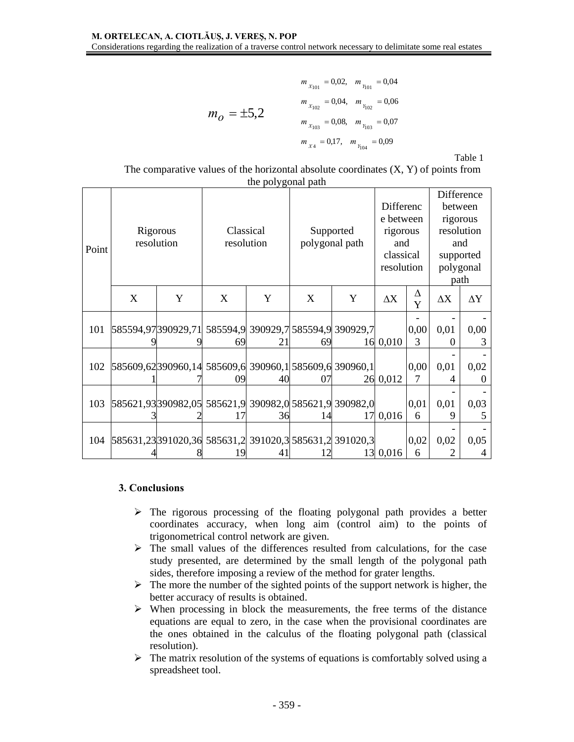$$m_o = \pm 5{,}2$$

$$m_{X_{101}} = 0{,}02, \quad m_{Y_{101}} = 0{,}04$$
$$m_{X_{102}} = 0{,}04, \quad m_{Y_{102}} = 0{,}06$$
$$m_{X_{103}} = 0{,}08, \quad m_{Y_{103}} = 0{,}07$$
$$m_{X4} = 0{,}17, \quad m_{Y_{104}} = 0{,}09$$

Table 1

The comparative values of the horizontal absolute coordinates (X, Y) of points from the polygonal path

| Point | Rigorous resolution | | Classical resolution | | Supported polygonal path | | Difference between rigorous and classical resolution | | Difference between rigorous resolution and supported polygonal path | |
|---|---|---|---|---|---|---|---|---|---|---|
| | X | Y | X | Y | X | Y | ΔX | ΔY | ΔX | ΔY |
| 101 | 585594,979 | 390929,719 | 585594,969 | 390929,721 | 585594,969 | 390929,716 | 0,010 | -0,003 | -0,010 | -0,003 |
| 102 | 585609,621 | 390960,147 | 585609,609 | 390960,140 | 585609,607 | 390960,126 | 0,012 | 0,007 | -0,014 | -0,020 |
| 103 | 585621,933 | 390982,052 | 585621,917 | 390982,036 | 585621,914 | 390982,017 | 0,016 | 0,016 | -0,019 | -0,035 |
| 104 | 585631,234 | 391020,368 | 585631,219 | 391020,341 | 585631,212 | 391020,313 | 0,016 | 0,026 | -0,022 | -0,054 |

### 3. Conclusions

- The rigorous processing of the floating polygonal path provides a better coordinates accuracy, when long aim (control aim) to the points of trigonometrical control network are given.
- The small values of the differences resulted from calculations, for the case study presented, are determined by the small length of the polygonal path sides, therefore imposing a review of the method for grater lengths.
- The more the number of the sighted points of the support network is higher, the better accuracy of results is obtained.
- When processing in block the measurements, the free terms of the distance equations are equal to zero, in the case when the provisional coordinates are the ones obtained in the calculus of the floating polygonal path (classical resolution).
- The matrix resolution of the systems of equations is comfortably solved using a spreadsheet tool.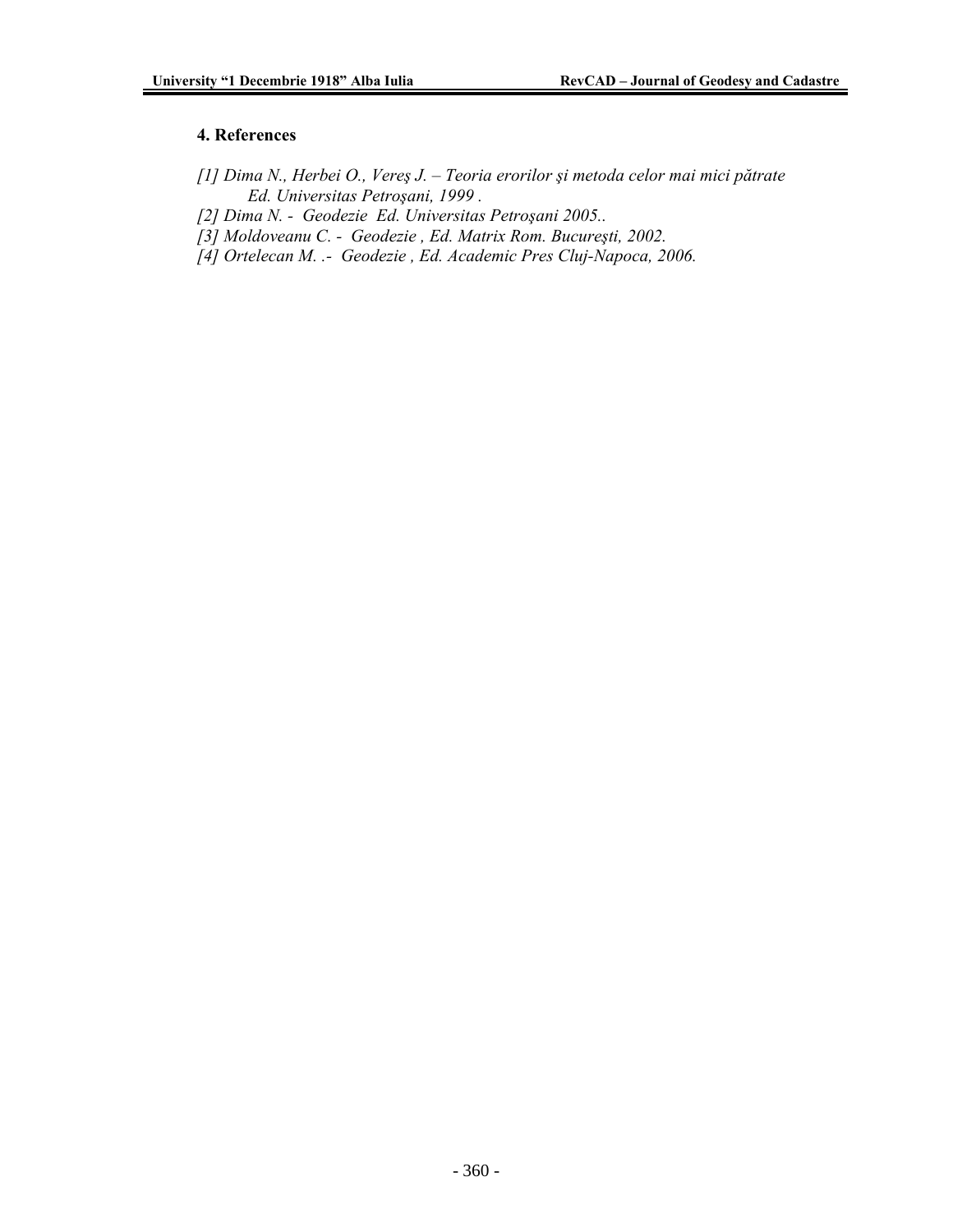## 4. References

*[1] Dima N., Herbei O., Vereş J. – Teoria erorilor şi metoda celor mai mici pătrate Ed. Universitas Petroşani, 1999 .*

*[2] Dima N. - Geodezie Ed. Universitas Petroşani 2005..*

*[3] Moldoveanu C. - Geodezie , Ed. Matrix Rom. Bucureşti, 2002.*

*[4] Ortelecan M. .- Geodezie , Ed. Academic Pres Cluj-Napoca, 2006.*